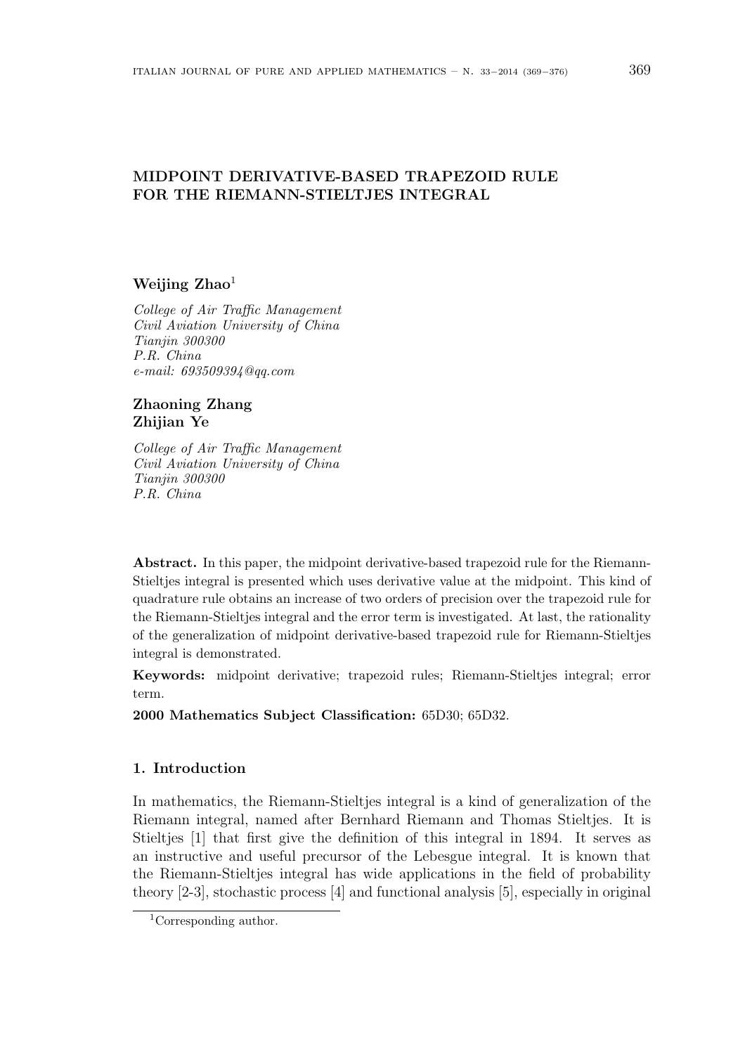# MIDPOINT DERIVATIVE-BASED TRAPEZOID RULE FOR THE RIEMANN-STIELTJES INTEGRAL

**Weijing Zhao**[1]

*College of Air Traffic Management*
*Civil Aviation University of China*
*Tianjin 300300*
*P.R. China*
*e-mail: 693509394@qq.com*

**Zhaoning Zhang**
**Zhijian Ye**

*College of Air Traffic Management*
*Civil Aviation University of China*
*Tianjin 300300*
*P.R. China*

**Abstract.** In this paper, the midpoint derivative-based trapezoid rule for the Riemann-Stieltjes integral is presented which uses derivative value at the midpoint. This kind of quadrature rule obtains an increase of two orders of precision over the trapezoid rule for the Riemann-Stieltjes integral and the error term is investigated. At last, the rationality of the generalization of midpoint derivative-based trapezoid rule for Riemann-Stieltjes integral is demonstrated.

**Keywords:** midpoint derivative; trapezoid rules; Riemann-Stieltjes integral; error term.

**2000 Mathematics Subject Classification:** 65D30; 65D32.

## 1. Introduction

In mathematics, the Riemann-Stieltjes integral is a kind of generalization of the Riemann integral, named after Bernhard Riemann and Thomas Stieltjes. It is Stieltjes [1] that first give the definition of this integral in 1894. It serves as an instructive and useful precursor of the Lebesgue integral. It is known that the Riemann-Stieltjes integral has wide applications in the field of probability theory [2-3], stochastic process [4] and functional analysis [5], especially in original

[1] Corresponding author.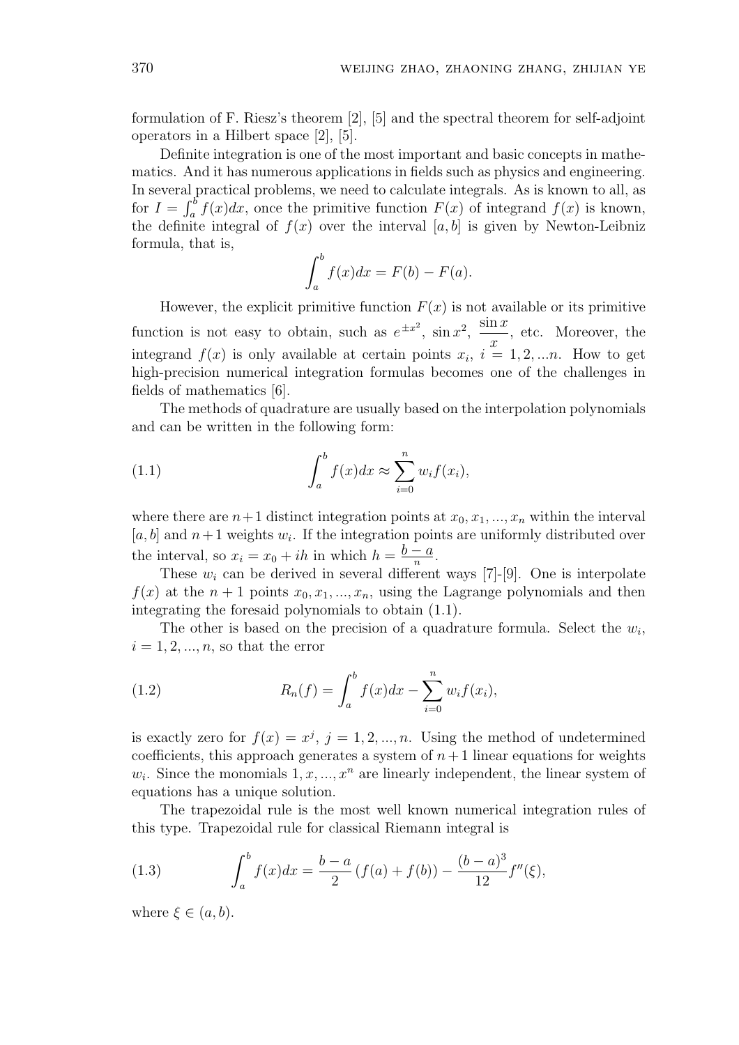formulation of F. Riesz's theorem [2], [5] and the spectral theorem for self-adjoint operators in a Hilbert space [2], [5].

Definite integration is one of the most important and basic concepts in mathematics. And it has numerous applications in fields such as physics and engineering. In several practical problems, we need to calculate integrals. As is known to all, as for $I = \int_a^b f(x)dx$, once the primitive function $F(x)$ of integrand $f(x)$ is known, the definite integral of $f(x)$ over the interval $[a, b]$ is given by Newton-Leibniz formula, that is,

$$\int_a^b f(x)dx = F(b) - F(a).$$

However, the explicit primitive function $F(x)$ is not available or its primitive function is not easy to obtain, such as $e^{\pm x^2}$, $\sin x^2$, $\dfrac{\sin x}{x}$, etc. Moreover, the integrand $f(x)$ is only available at certain points $x_i$, $i = 1, 2, ...n$. How to get high-precision numerical integration formulas becomes one of the challenges in fields of mathematics [6].

The methods of quadrature are usually based on the interpolation polynomials and can be written in the following form:

$$\int_a^b f(x)dx \approx \sum_{i=0}^{n} w_i f(x_i), \tag{1.1}$$

where there are $n+1$ distinct integration points at $x_0, x_1, ..., x_n$ within the interval $[a, b]$ and $n+1$ weights $w_i$. If the integration points are uniformly distributed over the interval, so $x_i = x_0 + ih$ in which $h = \frac{b-a}{n}$.

These $w_i$ can be derived in several different ways [7]-[9]. One is interpolate $f(x)$ at the $n+1$ points $x_0, x_1, ..., x_n$, using the Lagrange polynomials and then integrating the foresaid polynomials to obtain (1.1).

The other is based on the precision of a quadrature formula. Select the $w_i$, $i = 1, 2, ..., n$, so that the error

$$R_n(f) = \int_a^b f(x)dx - \sum_{i=0}^{n} w_i f(x_i), \tag{1.2}$$

is exactly zero for $f(x) = x^j$, $j = 1, 2, ..., n$. Using the method of undetermined coefficients, this approach generates a system of $n+1$ linear equations for weights $w_i$. Since the monomials $1, x, ..., x^n$ are linearly independent, the linear system of equations has a unique solution.

The trapezoidal rule is the most well known numerical integration rules of this type. Trapezoidal rule for classical Riemann integral is

$$\int_a^b f(x)dx = \frac{b-a}{2}\left(f(a) + f(b)\right) - \frac{(b-a)^3}{12} f''(\xi), \tag{1.3}$$

where $\xi \in (a, b)$.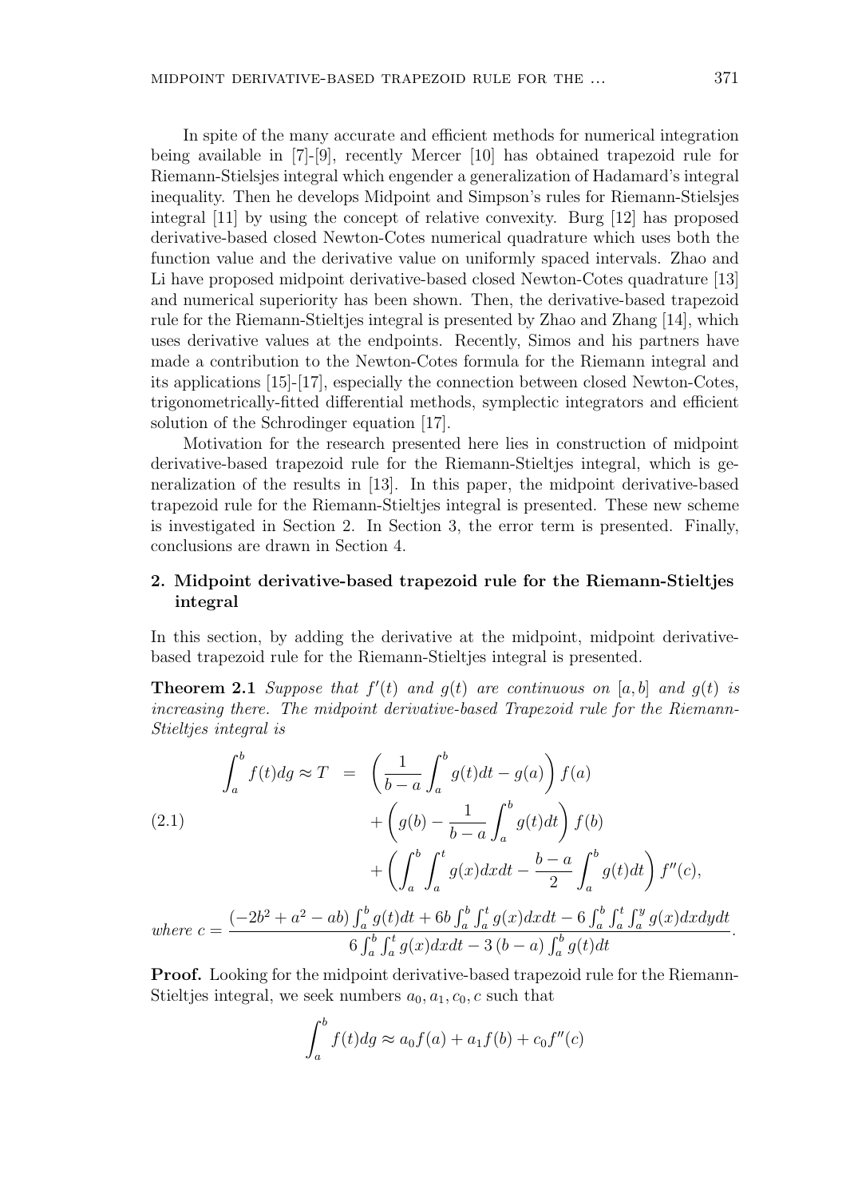In spite of the many accurate and efficient methods for numerical integration being available in [7]-[9], recently Mercer [10] has obtained trapezoid rule for Riemann-Stielsjes integral which engender a generalization of Hadamard's integral inequality. Then he develops Midpoint and Simpson's rules for Riemann-Stielsjes integral [11] by using the concept of relative convexity. Burg [12] has proposed derivative-based closed Newton-Cotes numerical quadrature which uses both the function value and the derivative value on uniformly spaced intervals. Zhao and Li have proposed midpoint derivative-based closed Newton-Cotes quadrature [13] and numerical superiority has been shown. Then, the derivative-based trapezoid rule for the Riemann-Stieltjes integral is presented by Zhao and Zhang [14], which uses derivative values at the endpoints. Recently, Simos and his partners have made a contribution to the Newton-Cotes formula for the Riemann integral and its applications [15]-[17], especially the connection between closed Newton-Cotes, trigonometrically-fitted differential methods, symplectic integrators and efficient solution of the Schrodinger equation [17].

Motivation for the research presented here lies in construction of midpoint derivative-based trapezoid rule for the Riemann-Stieltjes integral, which is generalization of the results in [13]. In this paper, the midpoint derivative-based trapezoid rule for the Riemann-Stieltjes integral is presented. These new scheme is investigated in Section 2. In Section 3, the error term is presented. Finally, conclusions are drawn in Section 4.

## 2. Midpoint derivative-based trapezoid rule for the Riemann-Stieltjes integral

In this section, by adding the derivative at the midpoint, midpoint derivative-based trapezoid rule for the Riemann-Stieltjes integral is presented.

**Theorem 2.1** *Suppose that $f'(t)$ and $g(t)$ are continuous on $[a,b]$ and $g(t)$ is increasing there. The midpoint derivative-based Trapezoid rule for the Riemann-Stieltjes integral is*

$$
\begin{aligned}
\int_a^b f(t)dg \approx T \;=\; & \left(\frac{1}{b-a}\int_a^b g(t)dt - g(a)\right) f(a) \\
& + \left(g(b) - \frac{1}{b-a}\int_a^b g(t)dt\right) f(b) \\
& + \left(\int_a^b \int_a^t g(x)dxdt - \frac{b-a}{2}\int_a^b g(t)dt\right) f''(c),
\end{aligned}
\tag{2.1}
$$

*where* $c = \dfrac{(-2b^2 + a^2 - ab)\int_a^b g(t)dt + 6b\int_a^b\int_a^t g(x)dxdt - 6\int_a^b\int_a^t\int_a^y g(x)dxdydt}{6\int_a^b\int_a^t g(x)dxdt - 3(b-a)\int_a^b g(t)dt}$.

**Proof.** Looking for the midpoint derivative-based trapezoid rule for the Riemann-Stieltjes integral, we seek numbers $a_0, a_1, c_0, c$ such that

$$
\int_a^b f(t)dg \approx a_0 f(a) + a_1 f(b) + c_0 f''(c)
$$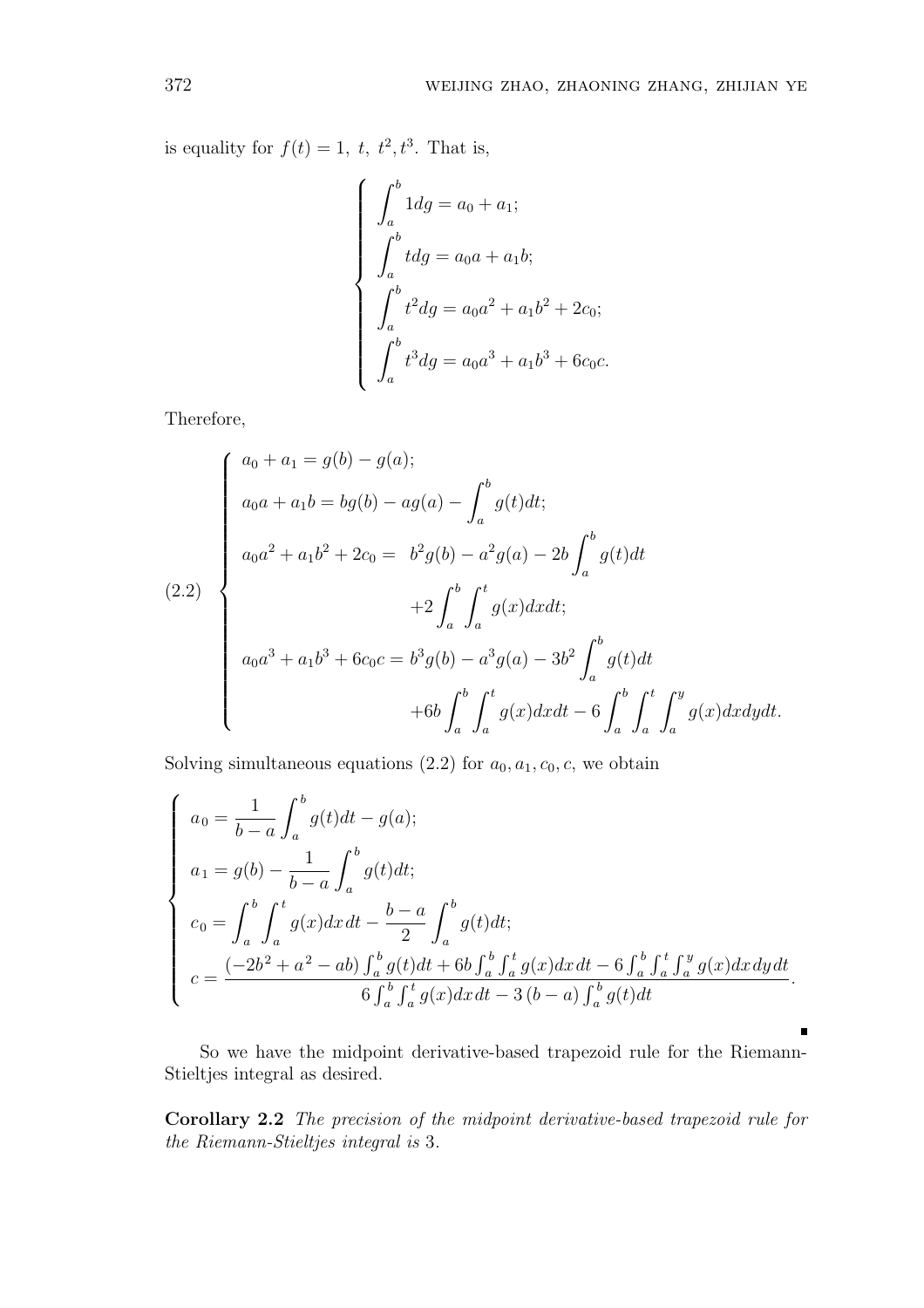is equality for $f(t) = 1,\ t,\ t^2, t^3$. That is,

$$
\begin{cases}
\displaystyle\int_a^b 1dg = a_0 + a_1; \\
\displaystyle\int_a^b tdg = a_0 a + a_1 b; \\
\displaystyle\int_a^b t^2 dg = a_0 a^2 + a_1 b^2 + 2c_0; \\
\displaystyle\int_a^b t^3 dg = a_0 a^3 + a_1 b^3 + 6c_0 c.
\end{cases}
$$

Therefore,

$$
\begin{cases}
a_0 + a_1 = g(b) - g(a); \\
a_0 a + a_1 b = bg(b) - ag(a) - \displaystyle\int_a^b g(t)dt; \\
a_0 a^2 + a_1 b^2 + 2c_0 = \ b^2 g(b) - a^2 g(a) - 2b \displaystyle\int_a^b g(t)dt \\
\qquad\qquad\qquad\qquad + 2 \displaystyle\int_a^b \int_a^t g(x)dxdt; \\
a_0 a^3 + a_1 b^3 + 6c_0 c = b^3 g(b) - a^3 g(a) - 3b^2 \displaystyle\int_a^b g(t)dt \\
\qquad\qquad\qquad\qquad + 6b \displaystyle\int_a^b \int_a^t g(x)dxdt - 6 \displaystyle\int_a^b \int_a^t \int_a^y g(x)dxdydt.
\end{cases}
\tag{2.2}
$$

Solving simultaneous equations (2.2) for $a_0, a_1, c_0, c$, we obtain

$$
\begin{cases}
a_0 = \dfrac{1}{b-a} \displaystyle\int_a^b g(t)dt - g(a); \\
a_1 = g(b) - \dfrac{1}{b-a} \displaystyle\int_a^b g(t)dt; \\
c_0 = \displaystyle\int_a^b \int_a^t g(x)dx\,dt - \dfrac{b-a}{2} \displaystyle\int_a^b g(t)dt; \\
c = \dfrac{(-2b^2 + a^2 - ab) \int_a^b g(t)dt + 6b \int_a^b \int_a^t g(x)dx\,dt - 6 \int_a^b \int_a^t \int_a^y g(x)dx\,dy\,dt}{6 \int_a^b \int_a^t g(x)dx\,dt - 3\,(b-a) \int_a^b g(t)dt}.
\end{cases}
$$

∎

So we have the midpoint derivative-based trapezoid rule for the Riemann-Stieltjes integral as desired.

**Corollary 2.2** *The precision of the midpoint derivative-based trapezoid rule for the Riemann-Stieltjes integral is* 3.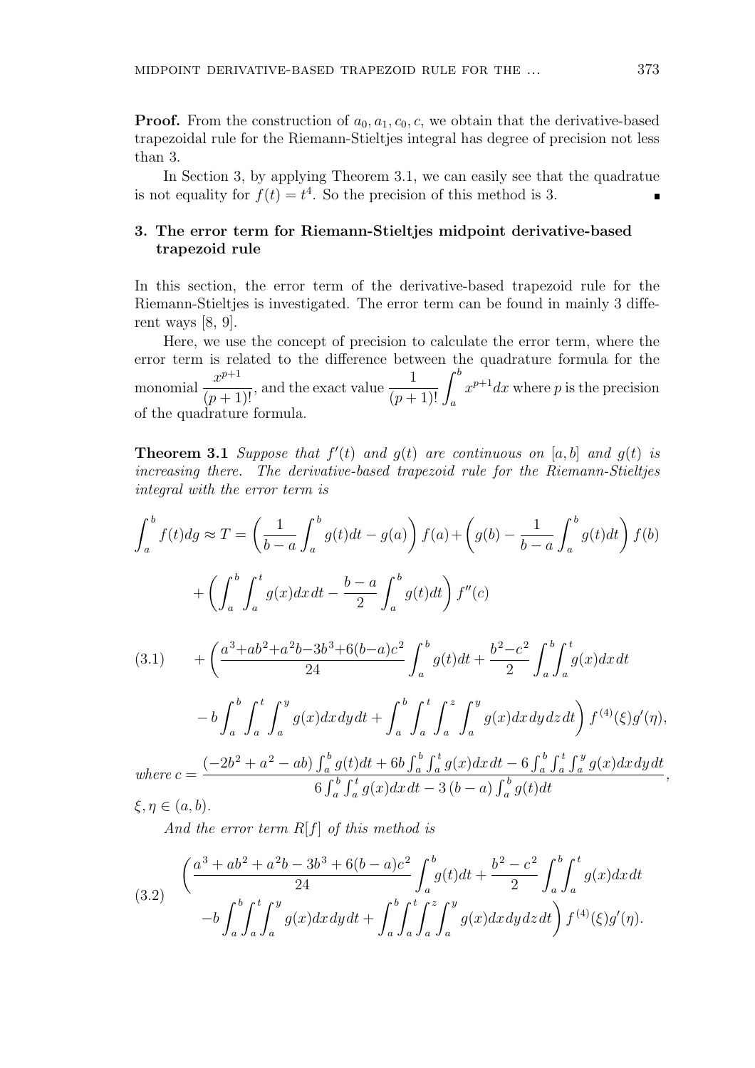**Proof.** From the construction of $a_0, a_1, c_0, c$, we obtain that the derivative-based trapezoidal rule for the Riemann-Stieltjes integral has degree of precision not less than 3.

In Section 3, by applying Theorem 3.1, we can easily see that the quadratue is not equality for $f(t) = t^4$. So the precision of this method is 3. ∎

## 3. The error term for Riemann-Stieltjes midpoint derivative-based trapezoid rule

In this section, the error term of the derivative-based trapezoid rule for the Riemann-Stieltjes is investigated. The error term can be found in mainly 3 different ways [8, 9].

Here, we use the concept of precision to calculate the error term, where the error term is related to the difference between the quadrature formula for the monomial $\dfrac{x^{p+1}}{(p+1)!}$, and the exact value $\dfrac{1}{(p+1)!}\displaystyle\int_a^b x^{p+1}dx$ where $p$ is the precision of the quadrature formula.

**Theorem 3.1** *Suppose that $f'(t)$ and $g(t)$ are continuous on $[a,b]$ and $g(t)$ is increasing there. The derivative-based trapezoid rule for the Riemann-Stieltjes integral with the error term is*

$$
\begin{aligned}
\int_a^b f(t)dg \approx T = &\left(\frac{1}{b-a}\int_a^b g(t)dt - g(a)\right) f(a) + \left(g(b) - \frac{1}{b-a}\int_a^b g(t)dt\right) f(b) \\
&+ \left(\int_a^b \int_a^t g(x)dx\,dt - \frac{b-a}{2}\int_a^b g(t)dt\right) f''(c) \\
&+ \left(\frac{a^3+ab^2+a^2b-3b^3+6(b-a)c^2}{24}\int_a^b g(t)dt + \frac{b^2-c^2}{2}\int_a^b\int_a^t g(x)dx\,dt \right. \\
&\left. - b\int_a^b\int_a^t\int_a^y g(x)dx\,dy\,dt + \int_a^b\int_a^t\int_a^z\int_a^y g(x)dx\,dy\,dz\,dt\right) f^{(4)}(\xi)g'(\eta),
\end{aligned}
\tag{3.1}
$$

*where* $c = \dfrac{(-2b^2+a^2-ab)\int_a^b g(t)dt + 6b\int_a^b\int_a^t g(x)dx\,dt - 6\int_a^b\int_a^t\int_a^y g(x)dx\,dy\,dt}{6\int_a^b\int_a^t g(x)dx\,dt - 3(b-a)\int_a^b g(t)dt}$,

$\xi, \eta \in (a,b)$.

*And the error term $R[f]$ of this method is*

$$
\begin{aligned}
&\left(\frac{a^3+ab^2+a^2b-3b^3+6(b-a)c^2}{24}\int_a^b g(t)dt + \frac{b^2-c^2}{2}\int_a^b\int_a^t g(x)dx\,dt \right. \\
&\left. -b\int_a^b\int_a^t\int_a^y g(x)dx\,dy\,dt + \int_a^b\int_a^t\int_a^z\int_a^y g(x)dx\,dy\,dz\,dt\right) f^{(4)}(\xi)g'(\eta).
\end{aligned}
\tag{3.2}
$$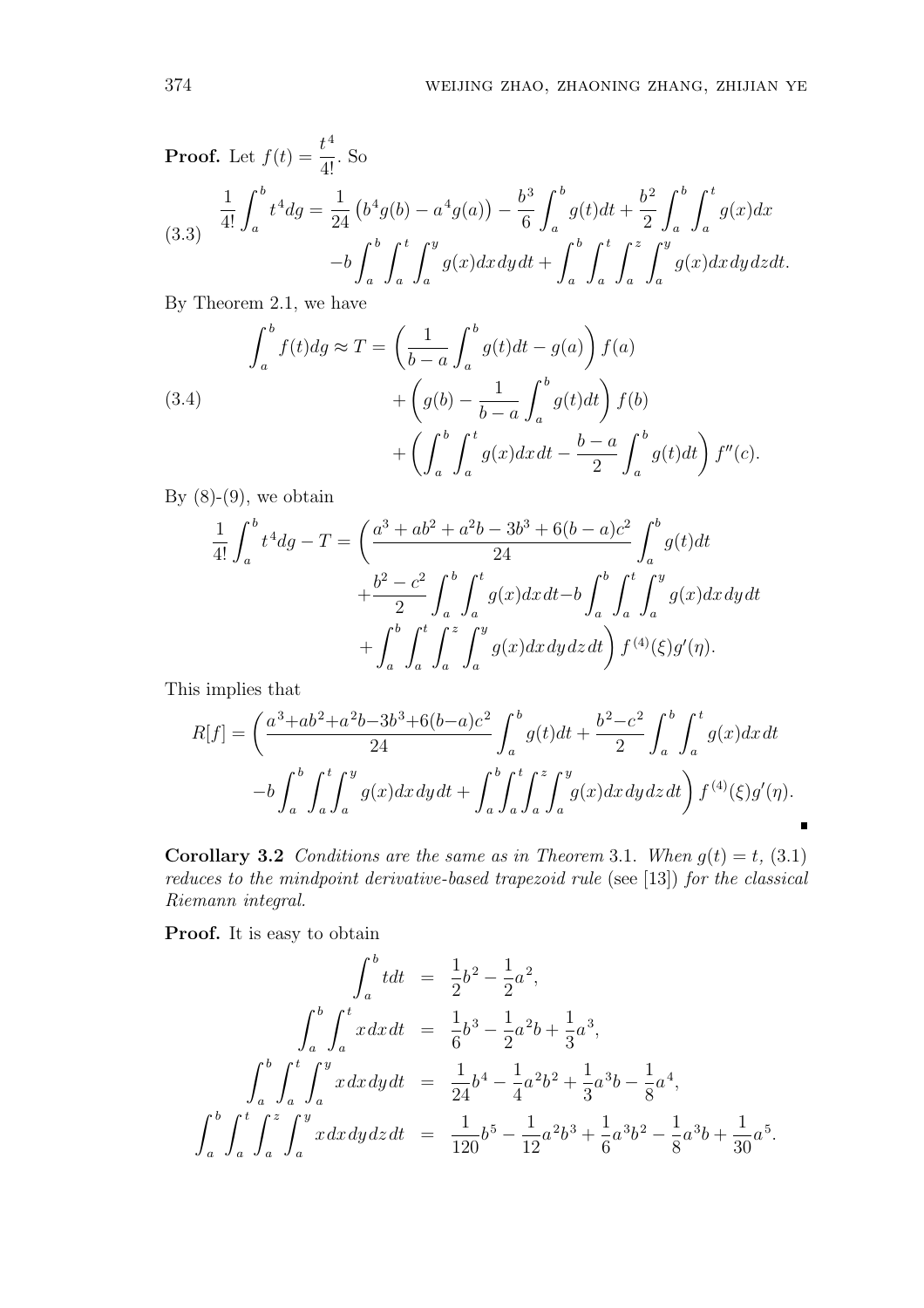**Proof.** Let $f(t) = \dfrac{t^4}{4!}$. So

$$\frac{1}{4!}\int_a^b t^4 dg = \frac{1}{24}\left(b^4 g(b) - a^4 g(a)\right) - \frac{b^3}{6}\int_a^b g(t)dt + \frac{b^2}{2}\int_a^b\int_a^t g(x)dx \tag{3.3}$$
$$-b\int_a^b\int_a^t\int_a^y g(x)dx\,dy\,dt + \int_a^b\int_a^t\int_a^z\int_a^y g(x)dx\,dy\,dz dt.$$

By Theorem 2.1, we have

$$\int_a^b f(t)dg \approx T = \left(\frac{1}{b-a}\int_a^b g(t)dt - g(a)\right)f(a) \tag{3.4}$$
$$+\left(g(b) - \frac{1}{b-a}\int_a^b g(t)dt\right)f(b)$$
$$+\left(\int_a^b\int_a^t g(x)dx\,dt - \frac{b-a}{2}\int_a^b g(t)dt\right)f''(c).$$

By (8)-(9), we obtain

$$\frac{1}{4!}\int_a^b t^4 dg - T = \left(\frac{a^3+ab^2+a^2b-3b^3+6(b-a)c^2}{24}\int_a^b g(t)dt\right.$$
$$+\frac{b^2-c^2}{2}\int_a^b\int_a^t g(x)dx\,dt - b\int_a^b\int_a^t\int_a^y g(x)dx\,dy\,dt$$
$$\left.+\int_a^b\int_a^t\int_a^z\int_a^y g(x)dx\,dy\,dz\,dt\right)f^{(4)}(\xi)g'(\eta).$$

This implies that

$$R[f] = \left(\frac{a^3+ab^2+a^2b-3b^3+6(b-a)c^2}{24}\int_a^b g(t)dt + \frac{b^2-c^2}{2}\int_a^b\int_a^t g(x)dx\,dt\right.$$
$$\left.-b\int_a^b\int_a^t\int_a^y g(x)dx\,dy\,dt + \int_a^b\int_a^t\int_a^z\int_a^y g(x)dx\,dy\,dz\,dt\right)f^{(4)}(\xi)g'(\eta).$$

∎

**Corollary 3.2** *Conditions are the same as in Theorem* 3.1. *When* $g(t) = t$, (3.1) *reduces to the mindpoint derivative-based trapezoid rule* (see [13]) *for the classical Riemann integral.*

**Proof.** It is easy to obtain

$$\int_a^b t\,dt = \frac{1}{2}b^2 - \frac{1}{2}a^2,$$
$$\int_a^b\int_a^t x\,dx\,dt = \frac{1}{6}b^3 - \frac{1}{2}a^2b + \frac{1}{3}a^3,$$
$$\int_a^b\int_a^t\int_a^y x\,dx\,dy\,dt = \frac{1}{24}b^4 - \frac{1}{4}a^2b^2 + \frac{1}{3}a^3b - \frac{1}{8}a^4,$$
$$\int_a^b\int_a^t\int_a^z\int_a^y x\,dx\,dy\,dz\,dt = \frac{1}{120}b^5 - \frac{1}{12}a^2b^3 + \frac{1}{6}a^3b^2 - \frac{1}{8}a^3b + \frac{1}{30}a^5.$$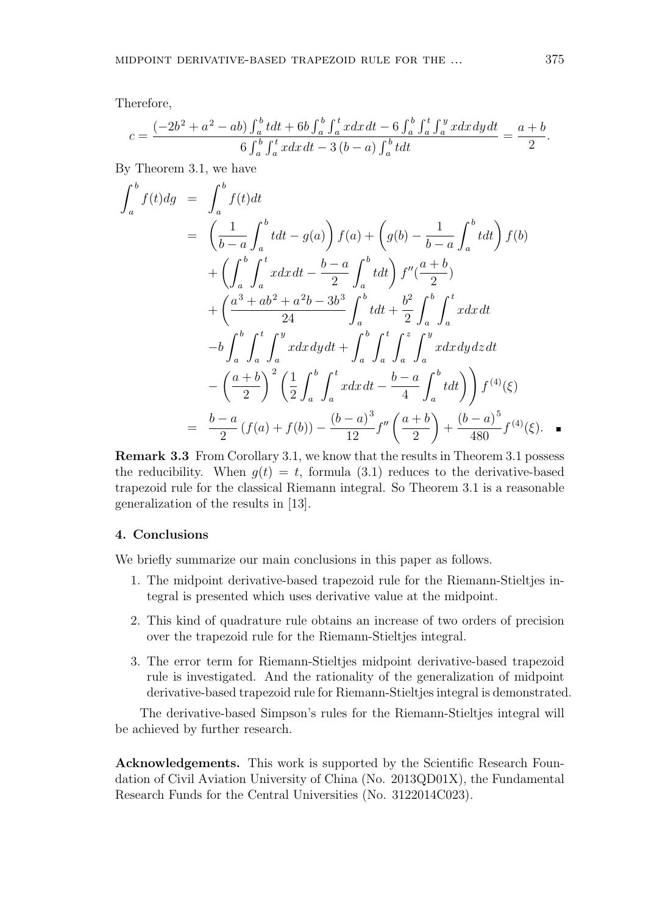Therefore,

$$c = \frac{\left(-2b^2 + a^2 - ab\right)\int_a^b t dt + 6b\int_a^b\int_a^t x dx\, dt - 6\int_a^b\int_a^t\int_a^y x dx\, dy\, dt}{6\int_a^b\int_a^t x dx\, dt - 3\left(b-a\right)\int_a^b t dt} = \frac{a+b}{2}.$$

By Theorem 3.1, we have

$$\begin{aligned}
\int_a^b f(t)dg &= \int_a^b f(t)dt \\
&= \left(\frac{1}{b-a}\int_a^b t dt - g(a)\right)f(a) + \left(g(b) - \frac{1}{b-a}\int_a^b t dt\right)f(b) \\
&\quad + \left(\int_a^b\int_a^t x dx\, dt - \frac{b-a}{2}\int_a^b t dt\right)f''\!\left(\frac{a+b}{2}\right) \\
&\quad + \left(\frac{a^3 + ab^2 + a^2 b - 3b^3}{24}\int_a^b t dt + \frac{b^2}{2}\int_a^b\int_a^t x dx\, dt\right. \\
&\quad - b\int_a^b\int_a^t\int_a^y x dx\, dy\, dt + \int_a^b\int_a^t\int_a^z\int_a^y x dx\, dy\, dz\, dt \\
&\quad \left. - \left(\frac{a+b}{2}\right)^2\left(\frac{1}{2}\int_a^b\int_a^t x dx\, dt - \frac{b-a}{4}\int_a^b t dt\right)\right)f^{(4)}(\xi) \\
&= \frac{b-a}{2}\left(f(a) + f(b)\right) - \frac{(b-a)^3}{12}f''\left(\frac{a+b}{2}\right) + \frac{(b-a)^5}{480}f^{(4)}(\xi). \quad \blacksquare
\end{aligned}$$

**Remark 3.3** From Corollary 3.1, we know that the results in Theorem 3.1 possess the reducibility. When $g(t) = t$, formula (3.1) reduces to the derivative-based trapezoid rule for the classical Riemann integral. So Theorem 3.1 is a reasonable generalization of the results in [13].

## 4. Conclusions

We briefly summarize our main conclusions in this paper as follows.

1. The midpoint derivative-based trapezoid rule for the Riemann-Stieltjes integral is presented which uses derivative value at the midpoint.
2. This kind of quadrature rule obtains an increase of two orders of precision over the trapezoid rule for the Riemann-Stieltjes integral.
3. The error term for Riemann-Stieltjes midpoint derivative-based trapezoid rule is investigated. And the rationality of the generalization of midpoint derivative-based trapezoid rule for Riemann-Stieltjes integral is demonstrated.

The derivative-based Simpson's rules for the Riemann-Stieltjes integral will be achieved by further research.

**Acknowledgements.** This work is supported by the Scientific Research Foundation of Civil Aviation University of China (No. 2013QD01X), the Fundamental Research Funds for the Central Universities (No. 3122014C023).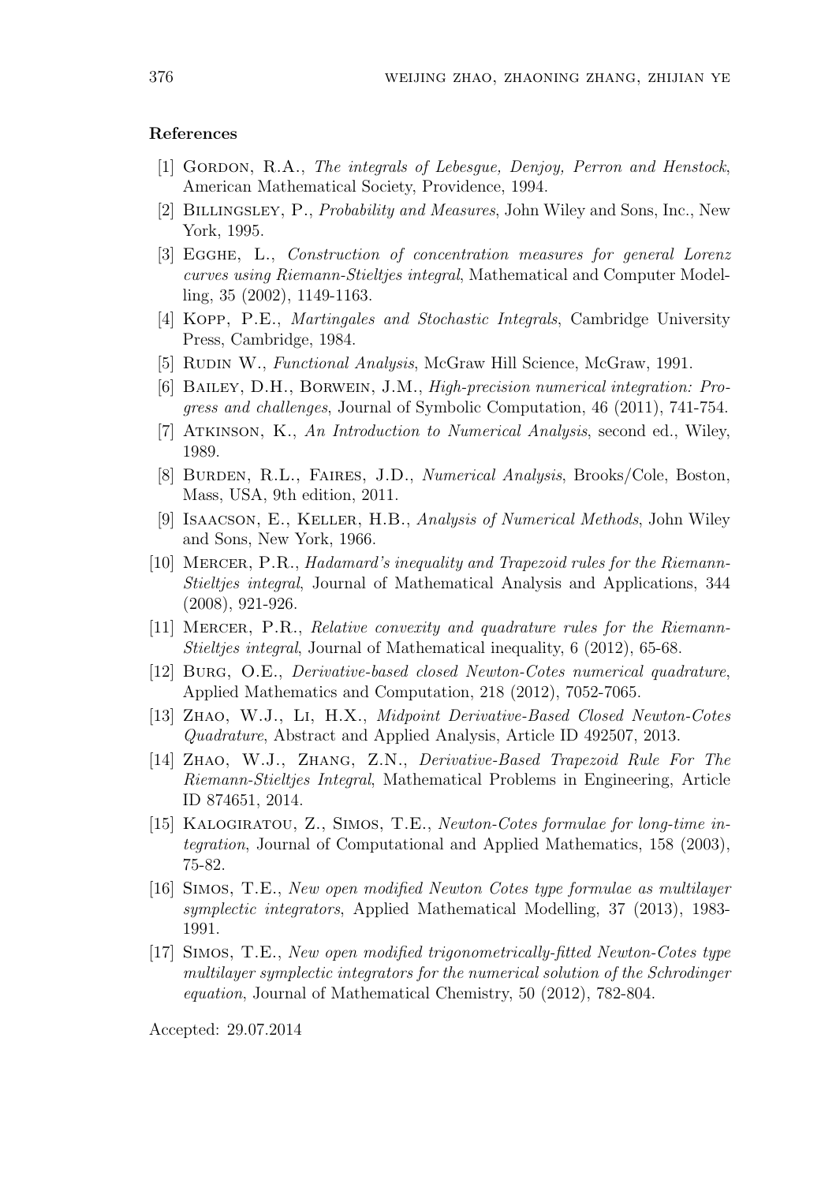## References

[1] Gordon, R.A., *The integrals of Lebesgue, Denjoy, Perron and Henstock*, American Mathematical Society, Providence, 1994.

[2] Billingsley, P., *Probability and Measures*, John Wiley and Sons, Inc., New York, 1995.

[3] Egghe, L., *Construction of concentration measures for general Lorenz curves using Riemann-Stieltjes integral*, Mathematical and Computer Modelling, 35 (2002), 1149-1163.

[4] Kopp, P.E., *Martingales and Stochastic Integrals*, Cambridge University Press, Cambridge, 1984.

[5] Rudin W., *Functional Analysis*, McGraw Hill Science, McGraw, 1991.

[6] Bailey, D.H., Borwein, J.M., *High-precision numerical integration: Progress and challenges*, Journal of Symbolic Computation, 46 (2011), 741-754.

[7] Atkinson, K., *An Introduction to Numerical Analysis*, second ed., Wiley, 1989.

[8] Burden, R.L., Faires, J.D., *Numerical Analysis*, Brooks/Cole, Boston, Mass, USA, 9th edition, 2011.

[9] Isaacson, E., Keller, H.B., *Analysis of Numerical Methods*, John Wiley and Sons, New York, 1966.

[10] Mercer, P.R., *Hadamard's inequality and Trapezoid rules for the Riemann-Stieltjes integral*, Journal of Mathematical Analysis and Applications, 344 (2008), 921-926.

[11] Mercer, P.R., *Relative convexity and quadrature rules for the Riemann-Stieltjes integral*, Journal of Mathematical inequality, 6 (2012), 65-68.

[12] Burg, O.E., *Derivative-based closed Newton-Cotes numerical quadrature*, Applied Mathematics and Computation, 218 (2012), 7052-7065.

[13] Zhao, W.J., Li, H.X., *Midpoint Derivative-Based Closed Newton-Cotes Quadrature*, Abstract and Applied Analysis, Article ID 492507, 2013.

[14] Zhao, W.J., Zhang, Z.N., *Derivative-Based Trapezoid Rule For The Riemann-Stieltjes Integral*, Mathematical Problems in Engineering, Article ID 874651, 2014.

[15] Kalogiratou, Z., Simos, T.E., *Newton-Cotes formulae for long-time integration*, Journal of Computational and Applied Mathematics, 158 (2003), 75-82.

[16] Simos, T.E., *New open modified Newton Cotes type formulae as multilayer symplectic integrators*, Applied Mathematical Modelling, 37 (2013), 1983-1991.

[17] Simos, T.E., *New open modified trigonometrically-fitted Newton-Cotes type multilayer symplectic integrators for the numerical solution of the Schrodinger equation*, Journal of Mathematical Chemistry, 50 (2012), 782-804.

Accepted: 29.07.2014